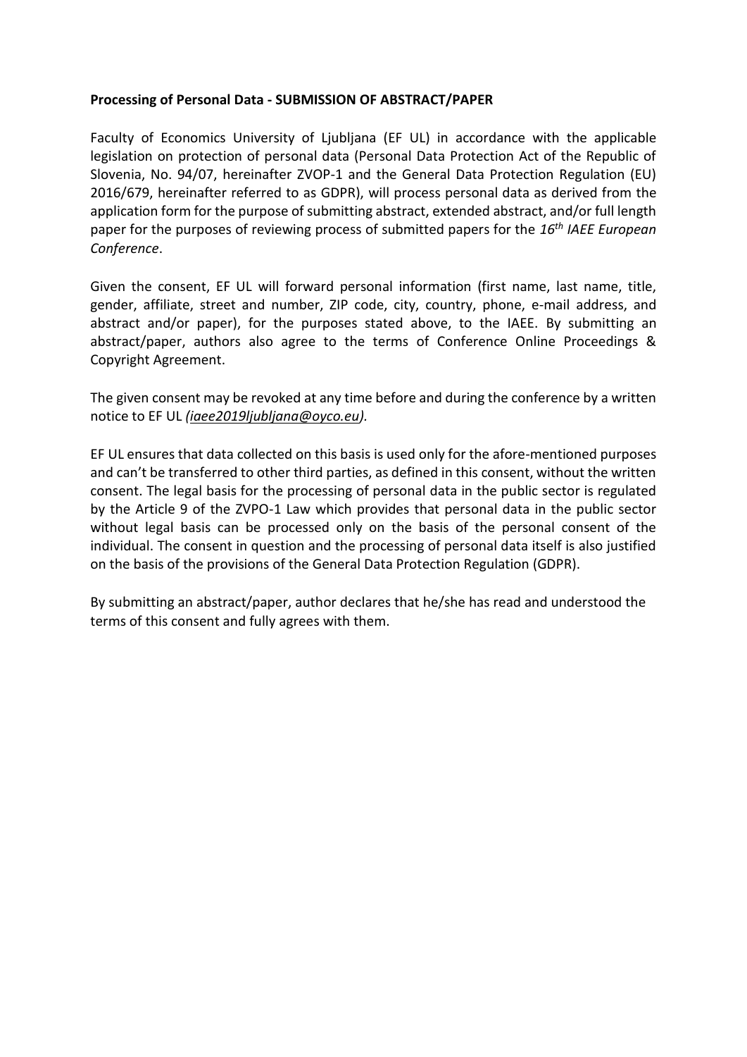**Processing of Personal Data - SUBMISSION OF ABSTRACT/PAPER**

Faculty of Economics University of Ljubljana (EF UL) in accordance with the applicable legislation on protection of personal data (Personal Data Protection Act of the Republic of Slovenia, No. 94/07, hereinafter ZVOP-1 and the General Data Protection Regulation (EU) 2016/679, hereinafter referred to as GDPR), will process personal data as derived from the application form for the purpose of submitting abstract, extended abstract, and/or full length paper for the purposes of reviewing process of submitted papers for the *16th IAEE European Conference*.

Given the consent, EF UL will forward personal information (first name, last name, title, gender, affiliate, street and number, ZIP code, city, country, phone, e-mail address, and abstract and/or paper), for the purposes stated above, to the IAEE. By submitting an abstract/paper, authors also agree to the terms of Conference Online Proceedings & Copyright Agreement.

The given consent may be revoked at any time before and during the conference by a written notice to EF UL *(iaee2019ljubljana@oyco.eu)*.

EF UL ensures that data collected on this basis is used only for the afore-mentioned purposes and can't be transferred to other third parties, as defined in this consent, without the written consent. The legal basis for the processing of personal data in the public sector is regulated by the Article 9 of the ZVPO-1 Law which provides that personal data in the public sector without legal basis can be processed only on the basis of the personal consent of the individual. The consent in question and the processing of personal data itself is also justified on the basis of the provisions of the General Data Protection Regulation (GDPR).

By submitting an abstract/paper, author declares that he/she has read and understood the terms of this consent and fully agrees with them.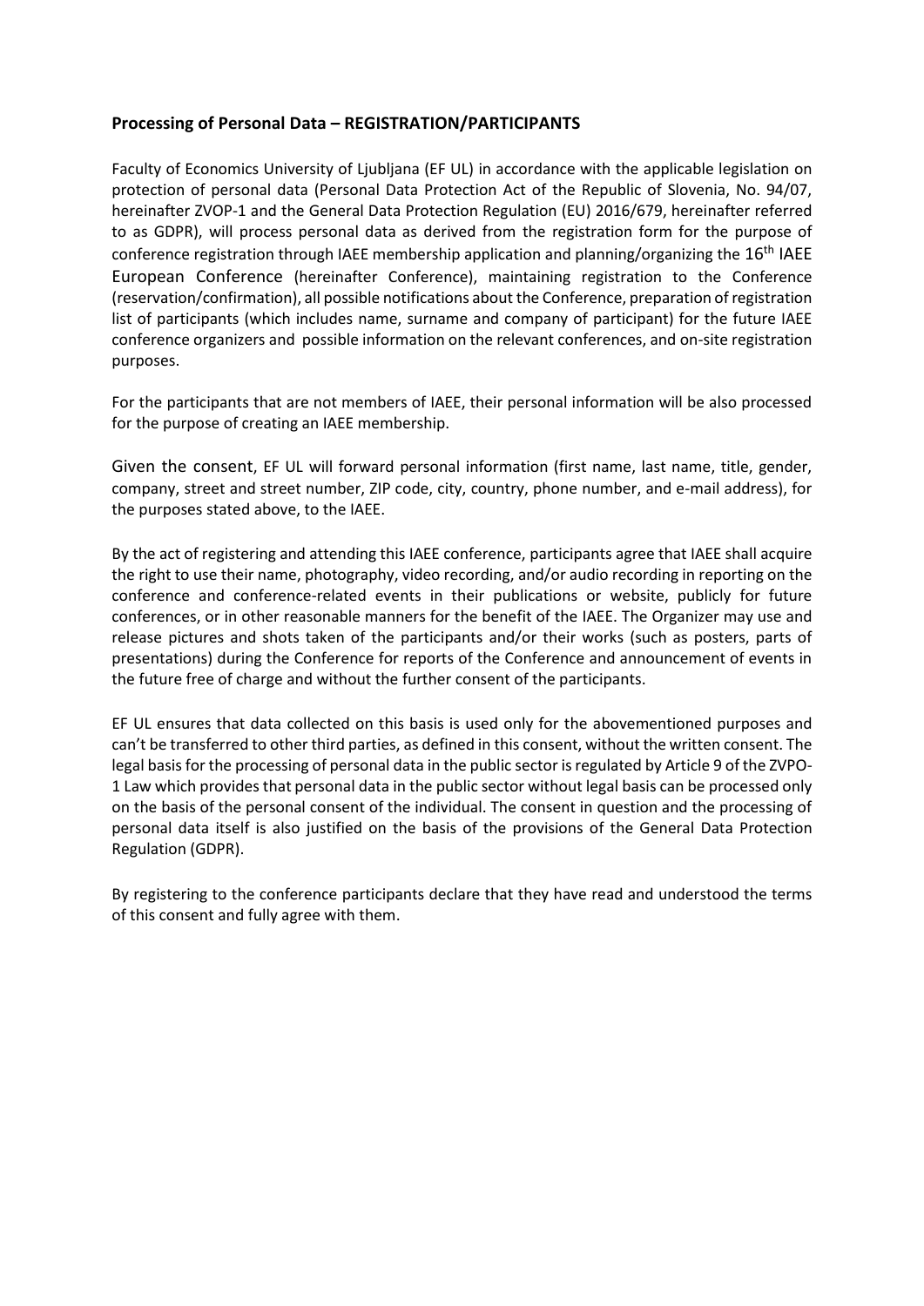**Processing of Personal Data – REGISTRATION/PARTICIPANTS**

Faculty of Economics University of Ljubljana (EF UL) in accordance with the applicable legislation on protection of personal data (Personal Data Protection Act of the Republic of Slovenia, No. 94/07, hereinafter ZVOP-1 and the General Data Protection Regulation (EU) 2016/679, hereinafter referred to as GDPR), will process personal data as derived from the registration form for the purpose of conference registration through IAEE membership application and planning/organizing the 16th IAEE European Conference (hereinafter Conference), maintaining registration to the Conference (reservation/confirmation), all possible notifications about the Conference, preparation of registration list of participants (which includes name, surname and company of participant) for the future IAEE conference organizers and possible information on the relevant conferences, and on-site registration purposes.

For the participants that are not members of IAEE, their personal information will be also processed for the purpose of creating an IAEE membership.

Given the consent, EF UL will forward personal information (first name, last name, title, gender, company, street and street number, ZIP code, city, country, phone number, and e-mail address), for the purposes stated above, to the IAEE.

By the act of registering and attending this IAEE conference, participants agree that IAEE shall acquire the right to use their name, photography, video recording, and/or audio recording in reporting on the conference and conference-related events in their publications or website, publicly for future conferences, or in other reasonable manners for the benefit of the IAEE. The Organizer may use and release pictures and shots taken of the participants and/or their works (such as posters, parts of presentations) during the Conference for reports of the Conference and announcement of events in the future free of charge and without the further consent of the participants.

EF UL ensures that data collected on this basis is used only for the abovementioned purposes and can't be transferred to other third parties, as defined in this consent, without the written consent. The legal basis for the processing of personal data in the public sector is regulated by Article 9 of the ZVPO-1 Law which provides that personal data in the public sector without legal basis can be processed only on the basis of the personal consent of the individual. The consent in question and the processing of personal data itself is also justified on the basis of the provisions of the General Data Protection Regulation (GDPR).

By registering to the conference participants declare that they have read and understood the terms of this consent and fully agree with them.